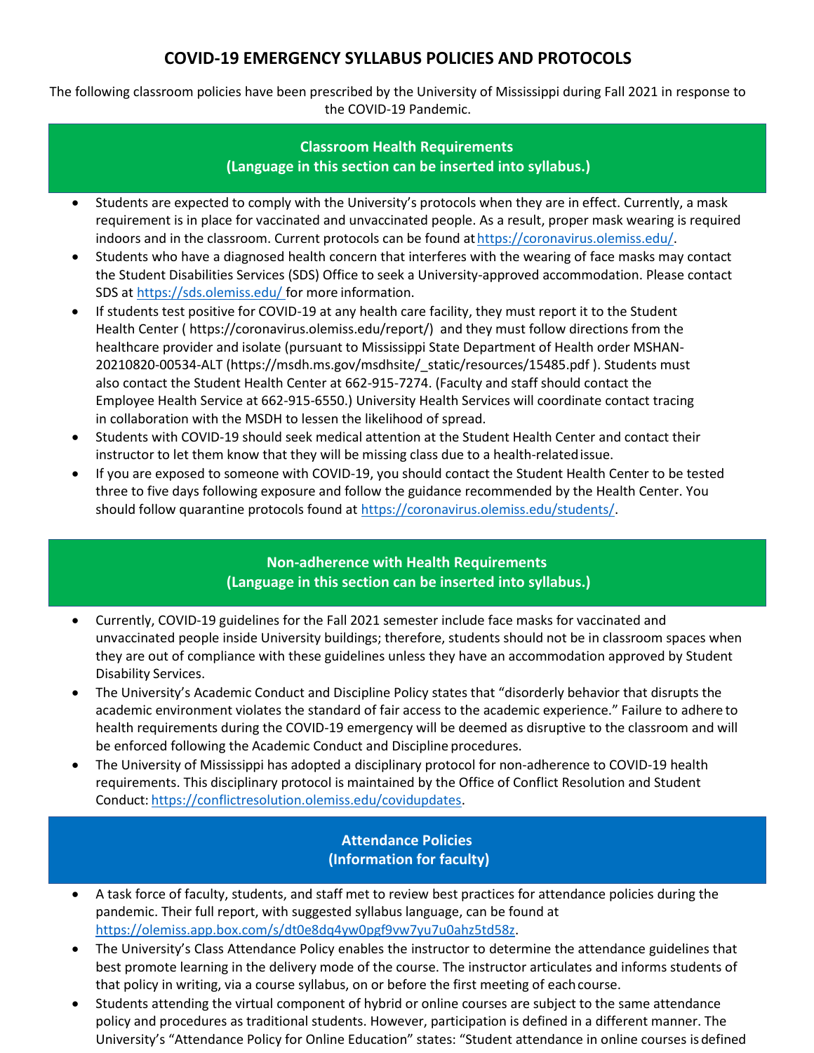# COVID-19 EMERGENCY SYLLABUS POLICIES AND PROTOCOLS

The following classroom policies have been prescribed by the University of Mississippi during Fall 2021 in response to the COVID-19 Pandemic.

## Classroom Health Requirements
**(Language in this section can be inserted into syllabus.)**

- Students are expected to comply with the University's protocols when they are in effect. Currently, a mask requirement is in place for vaccinated and unvaccinated people. As a result, proper mask wearing is required indoors and in the classroom. Current protocols can be found at https://coronavirus.olemiss.edu/.
- Students who have a diagnosed health concern that interferes with the wearing of face masks may contact the Student Disabilities Services (SDS) Office to seek a University-approved accommodation. Please contact SDS at https://sds.olemiss.edu/ for more information.
- If students test positive for COVID-19 at any health care facility, they must report it to the Student Health Center ( https://coronavirus.olemiss.edu/report/) and they must follow directions from the healthcare provider and isolate (pursuant to Mississippi State Department of Health order MSHAN-20210820-00534-ALT (https://msdh.ms.gov/msdhsite/_static/resources/15485.pdf ). Students must also contact the Student Health Center at 662-915-7274. (Faculty and staff should contact the Employee Health Service at 662-915-6550.) University Health Services will coordinate contact tracing in collaboration with the MSDH to lessen the likelihood of spread.
- Students with COVID-19 should seek medical attention at the Student Health Center and contact their instructor to let them know that they will be missing class due to a health-related issue.
- If you are exposed to someone with COVID-19, you should contact the Student Health Center to be tested three to five days following exposure and follow the guidance recommended by the Health Center. You should follow quarantine protocols found at https://coronavirus.olemiss.edu/students/.

## Non-adherence with Health Requirements
**(Language in this section can be inserted into syllabus.)**

- Currently, COVID-19 guidelines for the Fall 2021 semester include face masks for vaccinated and unvaccinated people inside University buildings; therefore, students should not be in classroom spaces when they are out of compliance with these guidelines unless they have an accommodation approved by Student Disability Services.
- The University's Academic Conduct and Discipline Policy states that "disorderly behavior that disrupts the academic environment violates the standard of fair access to the academic experience." Failure to adhere to health requirements during the COVID-19 emergency will be deemed as disruptive to the classroom and will be enforced following the Academic Conduct and Discipline procedures.
- The University of Mississippi has adopted a disciplinary protocol for non-adherence to COVID-19 health requirements. This disciplinary protocol is maintained by the Office of Conflict Resolution and Student Conduct: https://conflictresolution.olemiss.edu/covidupdates.

## Attendance Policies
**(Information for faculty)**

- A task force of faculty, students, and staff met to review best practices for attendance policies during the pandemic. Their full report, with suggested syllabus language, can be found at https://olemiss.app.box.com/s/dt0e8dq4yw0pgf9vw7yu7u0ahz5td58z.
- The University's Class Attendance Policy enables the instructor to determine the attendance guidelines that best promote learning in the delivery mode of the course. The instructor articulates and informs students of that policy in writing, via a course syllabus, on or before the first meeting of each course.
- Students attending the virtual component of hybrid or online courses are subject to the same attendance policy and procedures as traditional students. However, participation is defined in a different manner. The University's "Attendance Policy for Online Education" states: "Student attendance in online courses is defined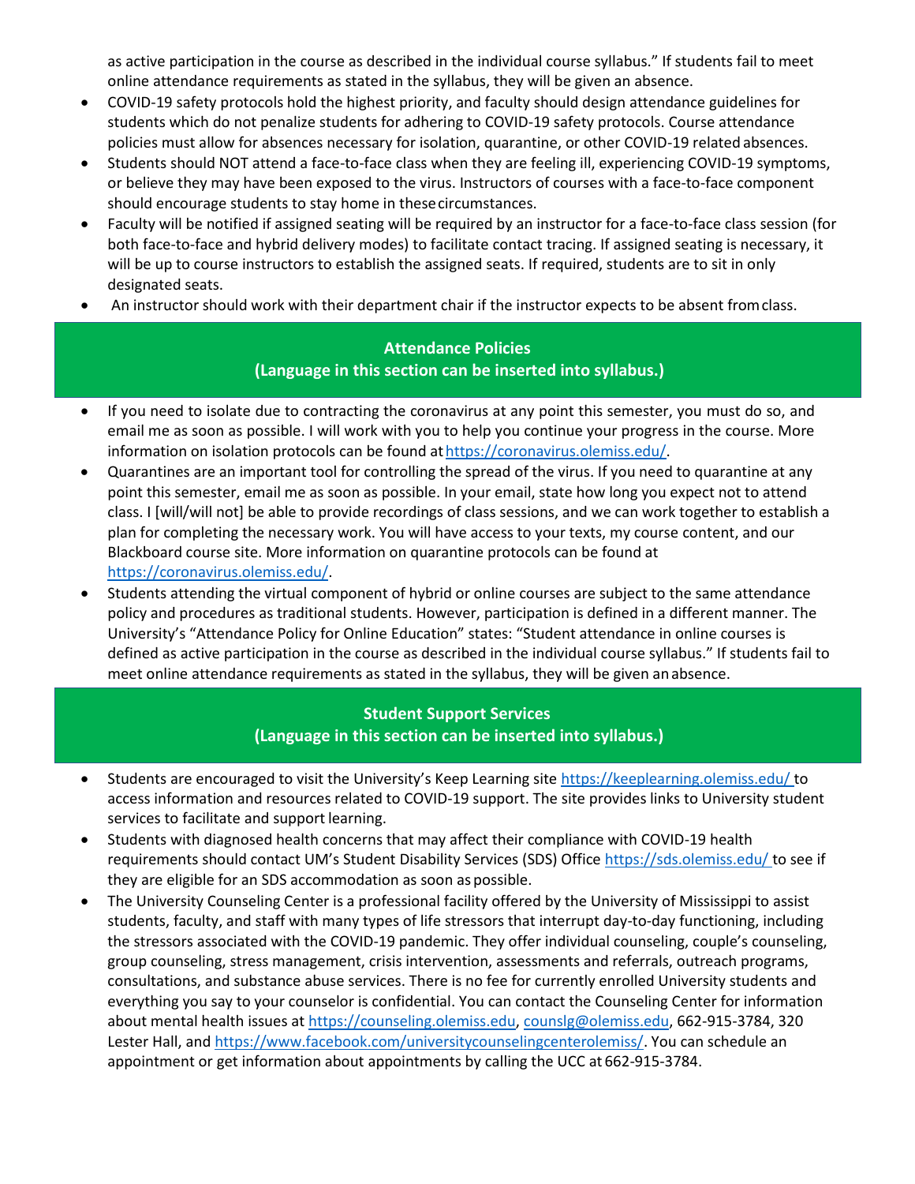as active participation in the course as described in the individual course syllabus." If students fail to meet online attendance requirements as stated in the syllabus, they will be given an absence.

- COVID-19 safety protocols hold the highest priority, and faculty should design attendance guidelines for students which do not penalize students for adhering to COVID-19 safety protocols. Course attendance policies must allow for absences necessary for isolation, quarantine, or other COVID-19 related absences.
- Students should NOT attend a face-to-face class when they are feeling ill, experiencing COVID-19 symptoms, or believe they may have been exposed to the virus. Instructors of courses with a face-to-face component should encourage students to stay home in these circumstances.
- Faculty will be notified if assigned seating will be required by an instructor for a face-to-face class session (for both face-to-face and hybrid delivery modes) to facilitate contact tracing. If assigned seating is necessary, it will be up to course instructors to establish the assigned seats. If required, students are to sit in only designated seats.
- An instructor should work with their department chair if the instructor expects to be absent from class.

## Attendance Policies
### (Language in this section can be inserted into syllabus.)

- If you need to isolate due to contracting the coronavirus at any point this semester, you must do so, and email me as soon as possible. I will work with you to help you continue your progress in the course. More information on isolation protocols can be found at https://coronavirus.olemiss.edu/.
- Quarantines are an important tool for controlling the spread of the virus. If you need to quarantine at any point this semester, email me as soon as possible. In your email, state how long you expect not to attend class. I [will/will not] be able to provide recordings of class sessions, and we can work together to establish a plan for completing the necessary work. You will have access to your texts, my course content, and our Blackboard course site. More information on quarantine protocols can be found at https://coronavirus.olemiss.edu/.
- Students attending the virtual component of hybrid or online courses are subject to the same attendance policy and procedures as traditional students. However, participation is defined in a different manner. The University's "Attendance Policy for Online Education" states: "Student attendance in online courses is defined as active participation in the course as described in the individual course syllabus." If students fail to meet online attendance requirements as stated in the syllabus, they will be given an absence.

## Student Support Services
### (Language in this section can be inserted into syllabus.)

- Students are encouraged to visit the University's Keep Learning site https://keeplearning.olemiss.edu/ to access information and resources related to COVID-19 support. The site provides links to University student services to facilitate and support learning.
- Students with diagnosed health concerns that may affect their compliance with COVID-19 health requirements should contact UM's Student Disability Services (SDS) Office https://sds.olemiss.edu/ to see if they are eligible for an SDS accommodation as soon as possible.
- The University Counseling Center is a professional facility offered by the University of Mississippi to assist students, faculty, and staff with many types of life stressors that interrupt day-to-day functioning, including the stressors associated with the COVID-19 pandemic. They offer individual counseling, couple's counseling, group counseling, stress management, crisis intervention, assessments and referrals, outreach programs, consultations, and substance abuse services. There is no fee for currently enrolled University students and everything you say to your counselor is confidential. You can contact the Counseling Center for information about mental health issues at https://counseling.olemiss.edu, counslg@olemiss.edu, 662-915-3784, 320 Lester Hall, and https://www.facebook.com/universitycounselingcenterolemiss/. You can schedule an appointment or get information about appointments by calling the UCC at 662-915-3784.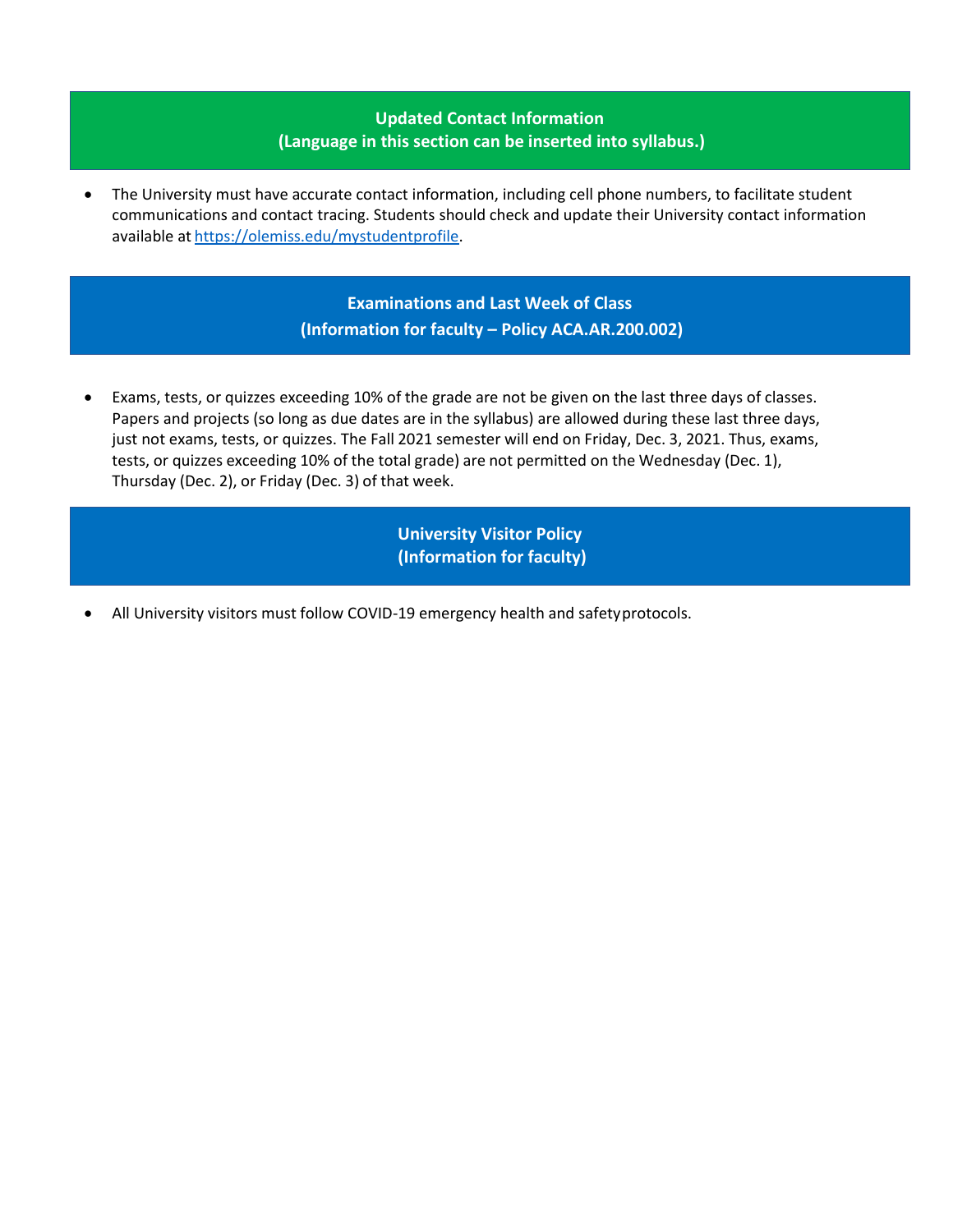## Updated Contact Information
## (Language in this section can be inserted into syllabus.)

- The University must have accurate contact information, including cell phone numbers, to facilitate student communications and contact tracing. Students should check and update their University contact information available at [https://olemiss.edu/mystudentprofile](https://olemiss.edu/mystudentprofile).

## Examinations and Last Week of Class
## (Information for faculty – Policy ACA.AR.200.002)

- Exams, tests, or quizzes exceeding 10% of the grade are not be given on the last three days of classes. Papers and projects (so long as due dates are in the syllabus) are allowed during these last three days, just not exams, tests, or quizzes. The Fall 2021 semester will end on Friday, Dec. 3, 2021. Thus, exams, tests, or quizzes exceeding 10% of the total grade) are not permitted on the Wednesday (Dec. 1), Thursday (Dec. 2), or Friday (Dec. 3) of that week.

## University Visitor Policy
## (Information for faculty)

- All University visitors must follow COVID-19 emergency health and safetyprotocols.